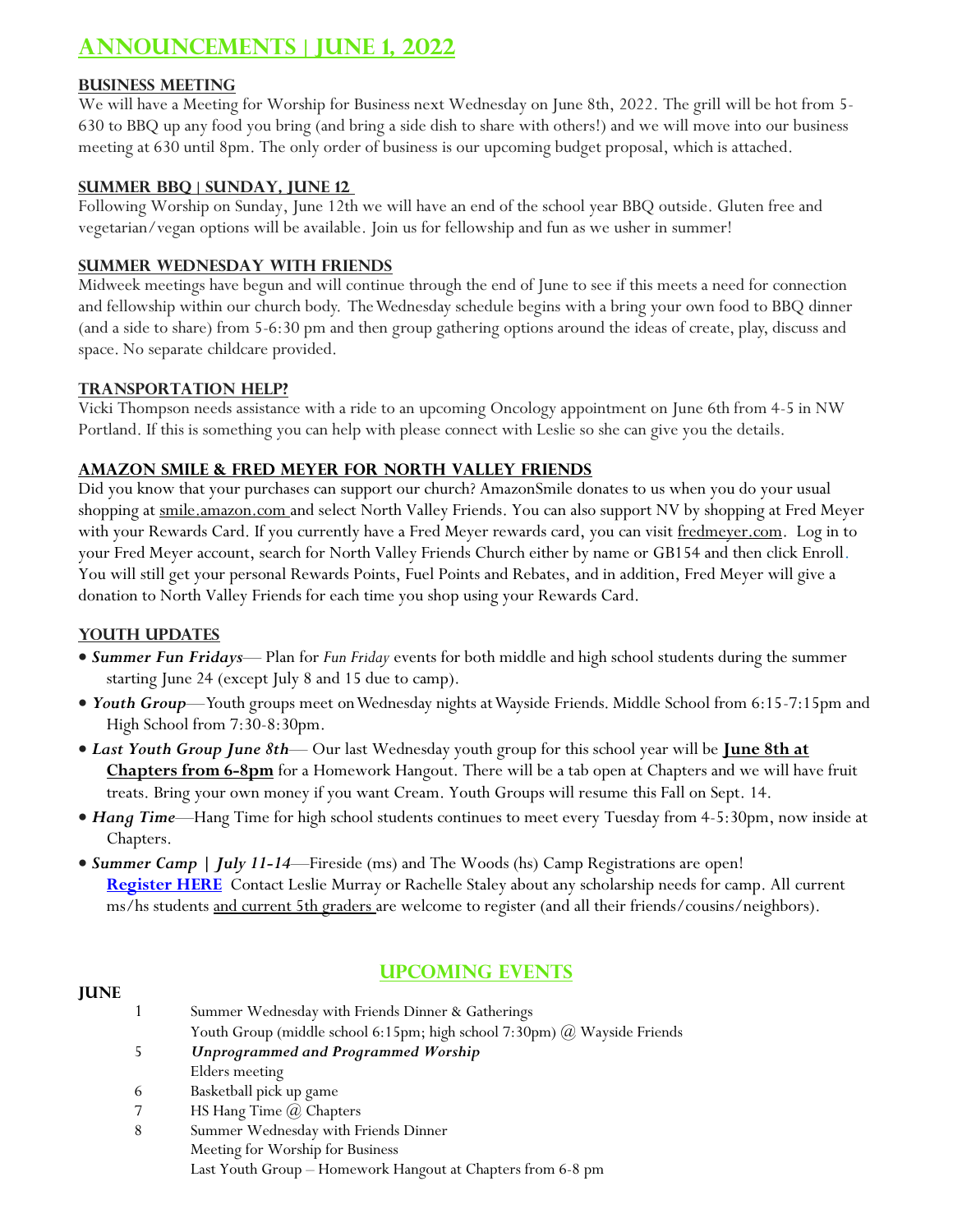# Announcements | June 1, 2022

### Business Meeting

We will have a Meeting for Worship for Business next Wednesday on June 8th, 2022. The grill will be hot from 5-630 to BBQ up any food you bring (and bring a side dish to share with others!) and we will move into our business meeting at 630 until 8pm. The only order of business is our upcoming budget proposal, which is attached.

### Summer BBQ | Sunday, June 12

Following Worship on Sunday, June 12th we will have an end of the school year BBQ outside. Gluten free and vegetarian/vegan options will be available. Join us for fellowship and fun as we usher in summer!

### Summer Wednesday with Friends

Midweek meetings have begun and will continue through the end of June to see if this meets a need for connection and fellowship within our church body. The Wednesday schedule begins with a bring your own food to BBQ dinner (and a side to share) from 5-6:30 pm and then group gathering options around the ideas of create, play, discuss and space. No separate childcare provided.

### Transportation Help?

Vicki Thompson needs assistance with a ride to an upcoming Oncology appointment on June 6th from 4-5 in NW Portland. If this is something you can help with please connect with Leslie so she can give you the details.

### Amazon Smile & Fred Meyer for North Valley Friends

Did you know that your purchases can support our church? AmazonSmile donates to us when you do your usual shopping at smile.amazon.com and select North Valley Friends. You can also support NV by shopping at Fred Meyer with your Rewards Card. If you currently have a Fred Meyer rewards card, you can visit fredmeyer.com. Log in to your Fred Meyer account, search for North Valley Friends Church either by name or GB154 and then click Enroll. You will still get your personal Rewards Points, Fuel Points and Rebates, and in addition, Fred Meyer will give a donation to North Valley Friends for each time you shop using your Rewards Card.

### Youth Updates

- ***Summer Fun Fridays***— Plan for *Fun Friday* events for both middle and high school students during the summer starting June 24 (except July 8 and 15 due to camp).
- ***Youth Group***—Youth groups meet on Wednesday nights at Wayside Friends. Middle School from 6:15-7:15pm and High School from 7:30-8:30pm.
- ***Last Youth Group June 8th***— Our last Wednesday youth group for this school year will be **June 8th at Chapters from 6-8pm** for a Homework Hangout. There will be a tab open at Chapters and we will have fruit treats. Bring your own money if you want Cream. Youth Groups will resume this Fall on Sept. 14.
- ***Hang Time***—Hang Time for high school students continues to meet every Tuesday from 4-5:30pm, now inside at Chapters.
- ***Summer Camp | July 11-14***—Fireside (ms) and The Woods (hs) Camp Registrations are open! **Register HERE** Contact Leslie Murray or Rachelle Staley about any scholarship needs for camp. All current ms/hs students and current 5th graders are welcome to register (and all their friends/cousins/neighbors).

## Upcoming Events

**June**

| | |
|---|---|
| 1 | Summer Wednesday with Friends Dinner & Gatherings |
| | Youth Group (middle school 6:15pm; high school 7:30pm) @ Wayside Friends |
| 5 | ***Unprogrammed and Programmed Worship*** |
| | Elders meeting |
| 6 | Basketball pick up game |
| 7 | HS Hang Time @ Chapters |
| 8 | Summer Wednesday with Friends Dinner |
| | Meeting for Worship for Business |
| | Last Youth Group – Homework Hangout at Chapters from 6-8 pm |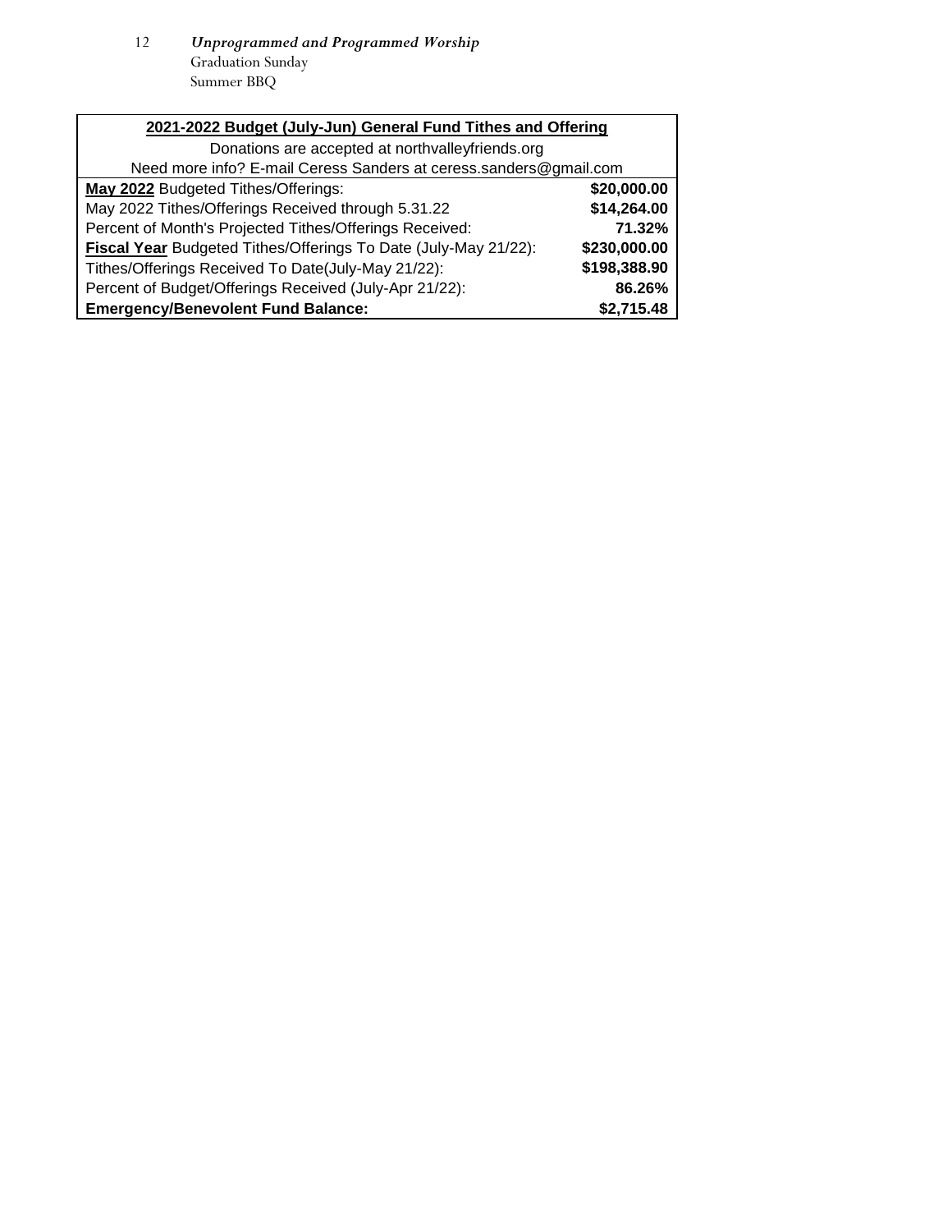12 ***Unprogrammed and Programmed Worship***
Graduation Sunday
Summer BBQ

| **2021-2022 Budget (July-Jun) General Fund Tithes and Offering** | |
|---|---|
| Donations are accepted at northvalleyfriends.org | |
| Need more info? E-mail Ceress Sanders at ceress.sanders@gmail.com | |
| **May 2022** Budgeted Tithes/Offerings: | **$20,000.00** |
| May 2022 Tithes/Offerings Received through 5.31.22 | **$14,264.00** |
| Percent of Month's Projected Tithes/Offerings Received: | **71.32%** |
| **Fiscal Year** Budgeted Tithes/Offerings To Date (July-May 21/22): | **$230,000.00** |
| Tithes/Offerings Received To Date(July-May 21/22): | **$198,388.90** |
| Percent of Budget/Offerings Received (July-Apr 21/22): | **86.26%** |
| **Emergency/Benevolent Fund Balance:** | **$2,715.48** |